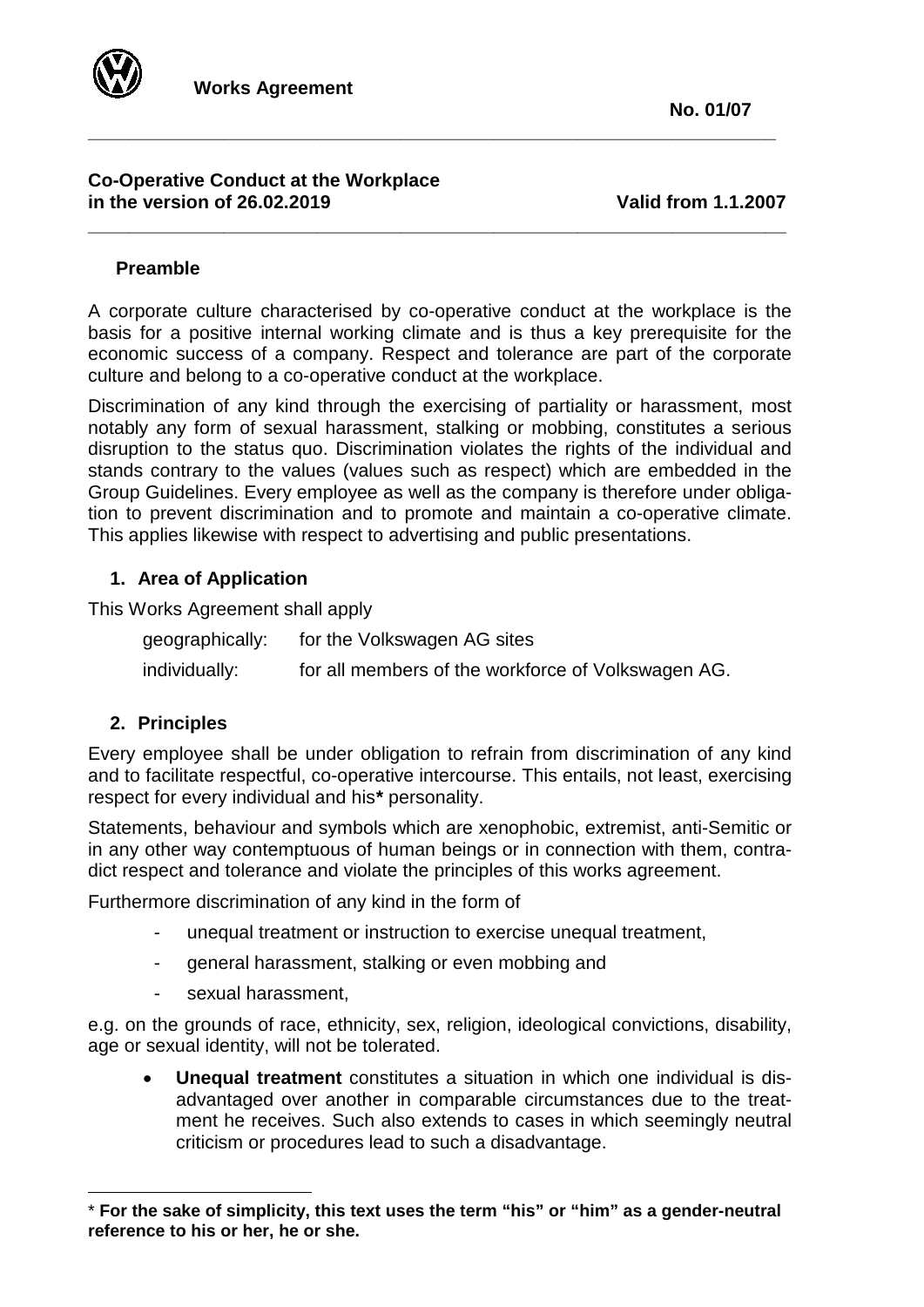**Works Agreement**

**No. 01/07**

**Co-Operative Conduct at the Workplace in the version of 26.02.2019** **Valid from 1.1.2007**

## Preamble

A corporate culture characterised by co-operative conduct at the workplace is the basis for a positive internal working climate and is thus a key prerequisite for the economic success of a company. Respect and tolerance are part of the corporate culture and belong to a co-operative conduct at the workplace.

Discrimination of any kind through the exercising of partiality or harassment, most notably any form of sexual harassment, stalking or mobbing, constitutes a serious disruption to the status quo. Discrimination violates the rights of the individual and stands contrary to the values (values such as respect) which are embedded in the Group Guidelines. Every employee as well as the company is therefore under obligation to prevent discrimination and to promote and maintain a co-operative climate. This applies likewise with respect to advertising and public presentations.

## 1. Area of Application

This Works Agreement shall apply

| | |
|---|---|
| geographically: | for the Volkswagen AG sites |
| individually: | for all members of the workforce of Volkswagen AG. |

## 2. Principles

Every employee shall be under obligation to refrain from discrimination of any kind and to facilitate respectful, co-operative intercourse. This entails, not least, exercising respect for every individual and his**\*** personality.

Statements, behaviour and symbols which are xenophobic, extremist, anti-Semitic or in any other way contemptuous of human beings or in connection with them, contradict respect and tolerance and violate the principles of this works agreement.

Furthermore discrimination of any kind in the form of

- unequal treatment or instruction to exercise unequal treatment,
- general harassment, stalking or even mobbing and
- sexual harassment,

e.g. on the grounds of race, ethnicity, sex, religion, ideological convictions, disability, age or sexual identity, will not be tolerated.

- **Unequal treatment** constitutes a situation in which one individual is disadvantaged over another in comparable circumstances due to the treatment he receives. Such also extends to cases in which seemingly neutral criticism or procedures lead to such a disadvantage.

---

\* **For the sake of simplicity, this text uses the term "his" or "him" as a gender-neutral reference to his or her, he or she.**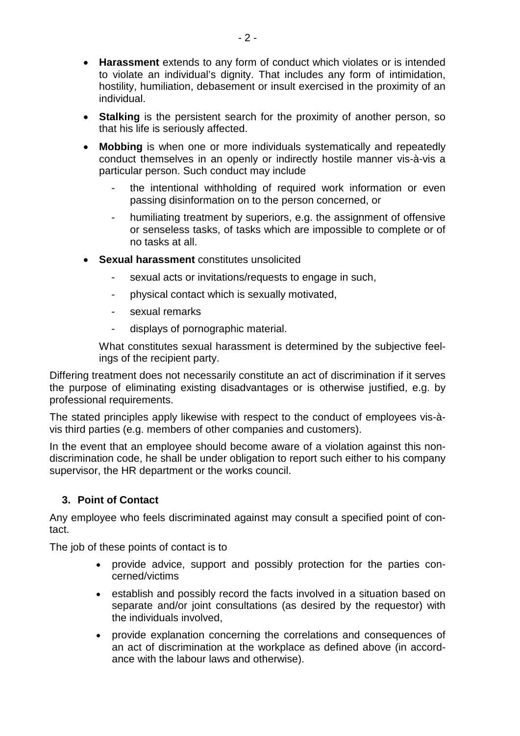- **Harassment** extends to any form of conduct which violates or is intended to violate an individual's dignity. That includes any form of intimidation, hostility, humiliation, debasement or insult exercised in the proximity of an individual.
- **Stalking** is the persistent search for the proximity of another person, so that his life is seriously affected.
- **Mobbing** is when one or more individuals systematically and repeatedly conduct themselves in an openly or indirectly hostile manner vis-à-vis a particular person. Such conduct may include
  - the intentional withholding of required work information or even passing disinformation on to the person concerned, or
  - humiliating treatment by superiors, e.g. the assignment of offensive or senseless tasks, of tasks which are impossible to complete or of no tasks at all.
- **Sexual harassment** constitutes unsolicited
  - sexual acts or invitations/requests to engage in such,
  - physical contact which is sexually motivated,
  - sexual remarks
  - displays of pornographic material.

  What constitutes sexual harassment is determined by the subjective feelings of the recipient party.

Differing treatment does not necessarily constitute an act of discrimination if it serves the purpose of eliminating existing disadvantages or is otherwise justified, e.g. by professional requirements.

The stated principles apply likewise with respect to the conduct of employees vis-à-vis third parties (e.g. members of other companies and customers).

In the event that an employee should become aware of a violation against this non-discrimination code, he shall be under obligation to report such either to his company supervisor, the HR department or the works council.

## 3. Point of Contact

Any employee who feels discriminated against may consult a specified point of contact.

The job of these points of contact is to

- provide advice, support and possibly protection for the parties concerned/victims
- establish and possibly record the facts involved in a situation based on separate and/or joint consultations (as desired by the requestor) with the individuals involved,
- provide explanation concerning the correlations and consequences of an act of discrimination at the workplace as defined above (in accordance with the labour laws and otherwise).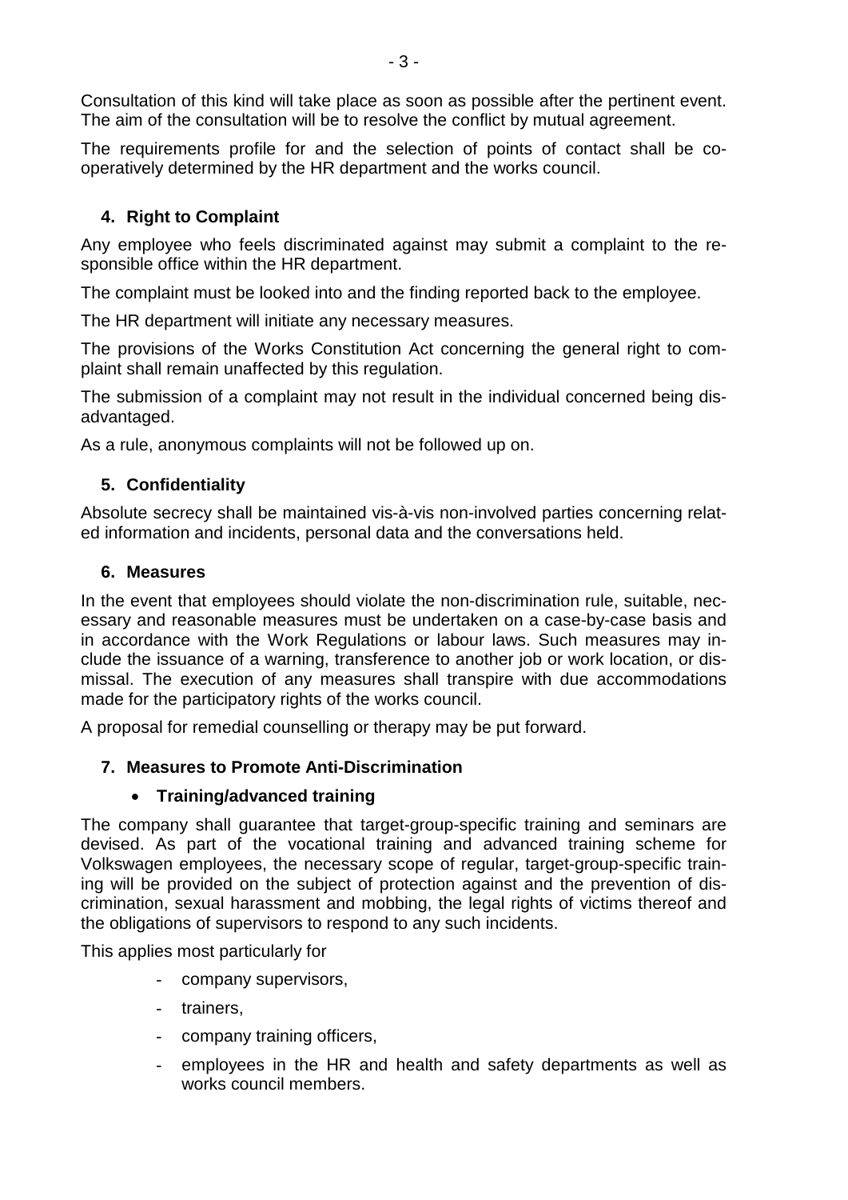Consultation of this kind will take place as soon as possible after the pertinent event. The aim of the consultation will be to resolve the conflict by mutual agreement.

The requirements profile for and the selection of points of contact shall be co-operatively determined by the HR department and the works council.

## 4. Right to Complaint

Any employee who feels discriminated against may submit a complaint to the responsible office within the HR department.

The complaint must be looked into and the finding reported back to the employee.

The HR department will initiate any necessary measures.

The provisions of the Works Constitution Act concerning the general right to complaint shall remain unaffected by this regulation.

The submission of a complaint may not result in the individual concerned being disadvantaged.

As a rule, anonymous complaints will not be followed up on.

## 5. Confidentiality

Absolute secrecy shall be maintained vis-à-vis non-involved parties concerning related information and incidents, personal data and the conversations held.

## 6. Measures

In the event that employees should violate the non-discrimination rule, suitable, necessary and reasonable measures must be undertaken on a case-by-case basis and in accordance with the Work Regulations or labour laws. Such measures may include the issuance of a warning, transference to another job or work location, or dismissal. The execution of any measures shall transpire with due accommodations made for the participatory rights of the works council.

A proposal for remedial counselling or therapy may be put forward.

## 7. Measures to Promote Anti-Discrimination

- **Training/advanced training**

The company shall guarantee that target-group-specific training and seminars are devised. As part of the vocational training and advanced training scheme for Volkswagen employees, the necessary scope of regular, target-group-specific training will be provided on the subject of protection against and the prevention of discrimination, sexual harassment and mobbing, the legal rights of victims thereof and the obligations of supervisors to respond to any such incidents.

This applies most particularly for

- company supervisors,
- trainers,
- company training officers,
- employees in the HR and health and safety departments as well as works council members.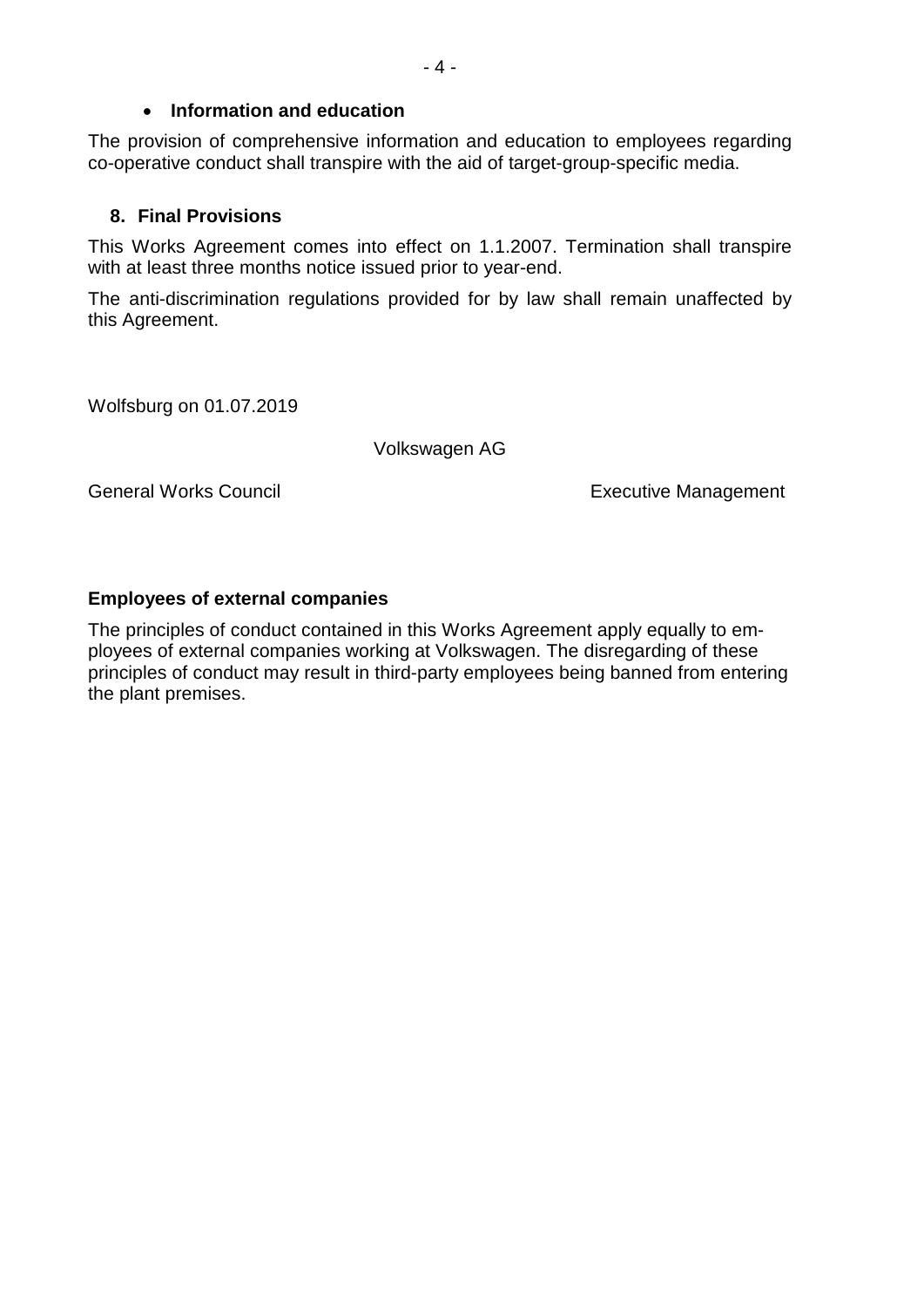- **Information and education**

The provision of comprehensive information and education to employees regarding co-operative conduct shall transpire with the aid of target-group-specific media.

## 8. Final Provisions

This Works Agreement comes into effect on 1.1.2007. Termination shall transpire with at least three months notice issued prior to year-end.

The anti-discrimination regulations provided for by law shall remain unaffected by this Agreement.

Wolfsburg on 01.07.2019

Volkswagen AG

General Works Council    Executive Management

**Employees of external companies**

The principles of conduct contained in this Works Agreement apply equally to employees of external companies working at Volkswagen. The disregarding of these principles of conduct may result in third-party employees being banned from entering the plant premises.